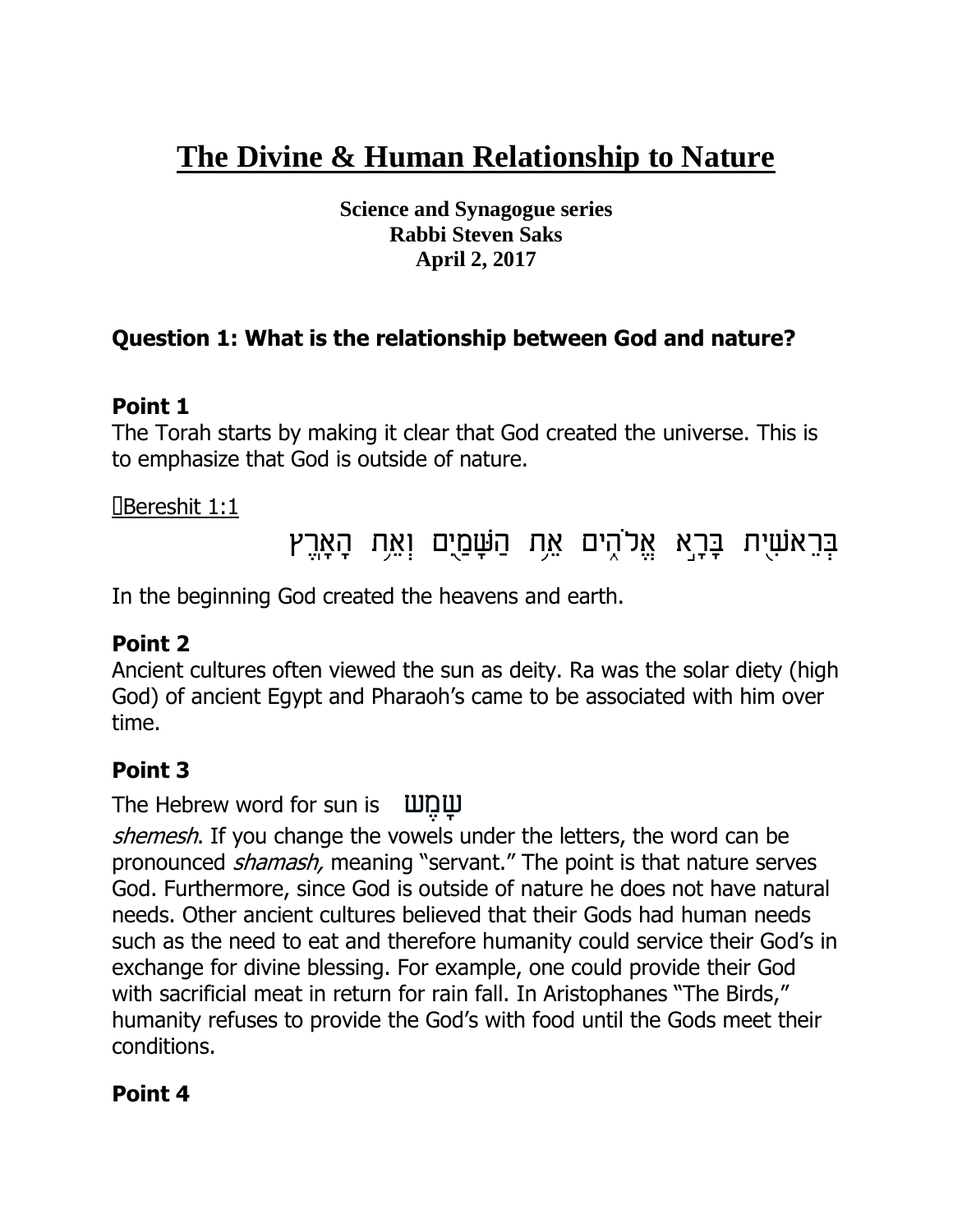# The Divine & Human Relationship to Nature

**Science and Synagogue series**
**Rabbi Steven Saks**
**April 2, 2017**

## Question 1: What is the relationship between God and nature?

### Point 1

The Torah starts by making it clear that God created the universe. This is to emphasize that God is outside of nature.

Bereshit 1:1

בְּרֵאשִׁ֖ית בָּרָ֣א אֱלֹהִ֑ים אֵ֥ת הַשָּׁמַ֖יִם וְאֵ֥ת הָאָֽרֶץ

In the beginning God created the heavens and earth.

### Point 2

Ancient cultures often viewed the sun as deity. Ra was the solar diety (high God) of ancient Egypt and Pharaoh's came to be associated with him over time.

### Point 3

The Hebrew word for sun is שֶׁמֶשׁ *shemesh*. If you change the vowels under the letters, the word can be pronounced *shamash,* meaning "servant." The point is that nature serves God. Furthermore, since God is outside of nature he does not have natural needs. Other ancient cultures believed that their Gods had human needs such as the need to eat and therefore humanity could service their God's in exchange for divine blessing. For example, one could provide their God with sacrificial meat in return for rain fall. In Aristophanes "The Birds," humanity refuses to provide the God's with food until the Gods meet their conditions.

### Point 4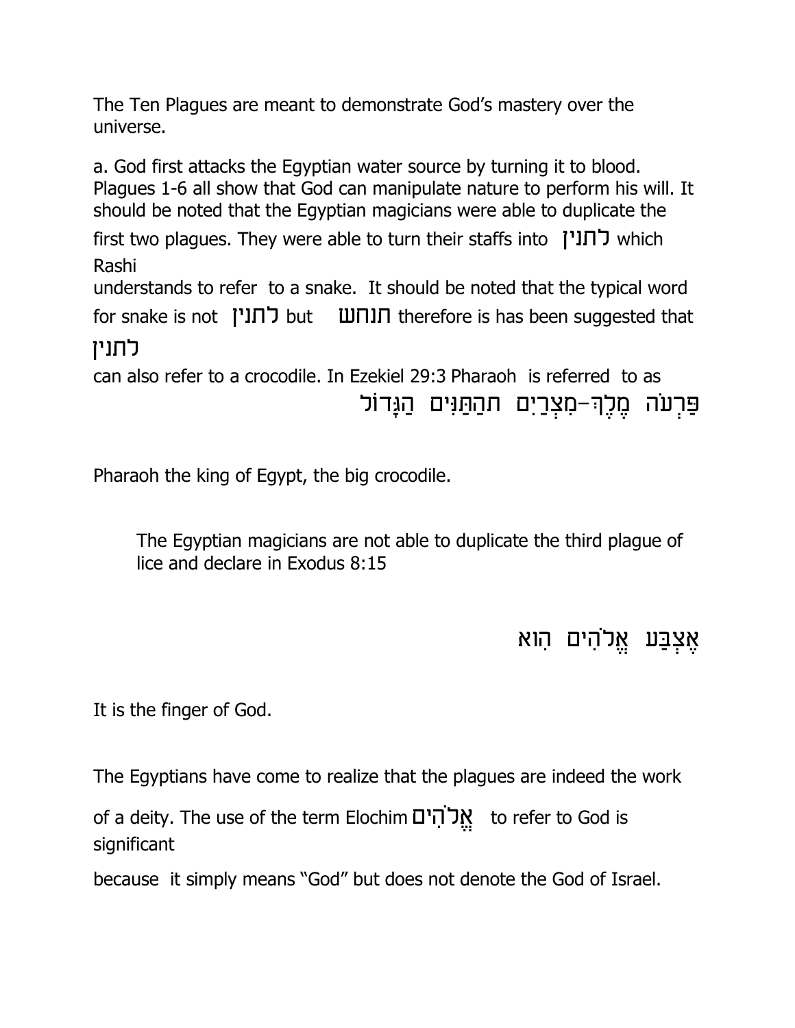The Ten Plagues are meant to demonstrate God's mastery over the universe.

a. God first attacks the Egyptian water source by turning it to blood. Plagues 1-6 all show that God can manipulate nature to perform his will. It should be noted that the Egyptian magicians were able to duplicate the first two plagues. They were able to turn their staffs into לתנין which Rashi understands to refer to a snake. It should be noted that the typical word for snake is not לתנין but תנחש therefore is has been suggested that לתנין can also refer to a crocodile. In Ezekiel 29:3 Pharaoh is referred to as

פַּרְעֹה מֶלֶךְ-מִצְרַיִם תהַתַּנִּים הַגָּדוֹל

Pharaoh the king of Egypt, the big crocodile.

> The Egyptian magicians are not able to duplicate the third plague of lice and declare in Exodus 8:15

אֶצְבַּע אֱלֹהִים הִוא

It is the finger of God.

The Egyptians have come to realize that the plagues are indeed the work of a deity. The use of the term Elochim אֱלֹהִים to refer to God is significant because it simply means "God" but does not denote the God of Israel.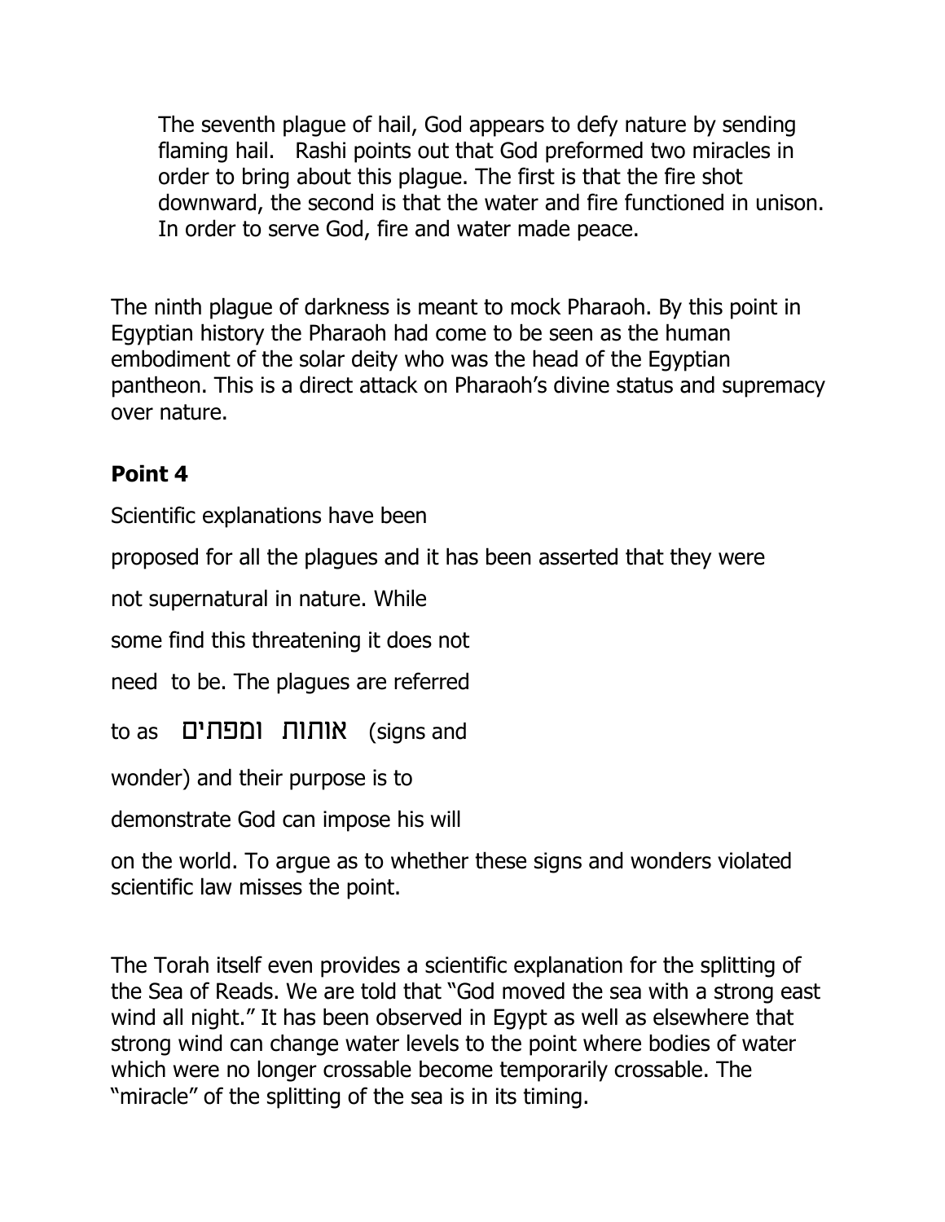The seventh plague of hail, God appears to defy nature by sending flaming hail. Rashi points out that God preformed two miracles in order to bring about this plague. The first is that the fire shot downward, the second is that the water and fire functioned in unison. In order to serve God, fire and water made peace.

The ninth plague of darkness is meant to mock Pharaoh. By this point in Egyptian history the Pharaoh had come to be seen as the human embodiment of the solar deity who was the head of the Egyptian pantheon. This is a direct attack on Pharaoh's divine status and supremacy over nature.

**Point 4**

Scientific explanations have been proposed for all the plagues and it has been asserted that they were not supernatural in nature. While some find this threatening it does not need to be. The plagues are referred to as אותות ומפתים (signs and wonder) and their purpose is to demonstrate God can impose his will on the world. To argue as to whether these signs and wonders violated scientific law misses the point.

The Torah itself even provides a scientific explanation for the splitting of the Sea of Reads. We are told that "God moved the sea with a strong east wind all night." It has been observed in Egypt as well as elsewhere that strong wind can change water levels to the point where bodies of water which were no longer crossable become temporarily crossable. The "miracle" of the splitting of the sea is in its timing.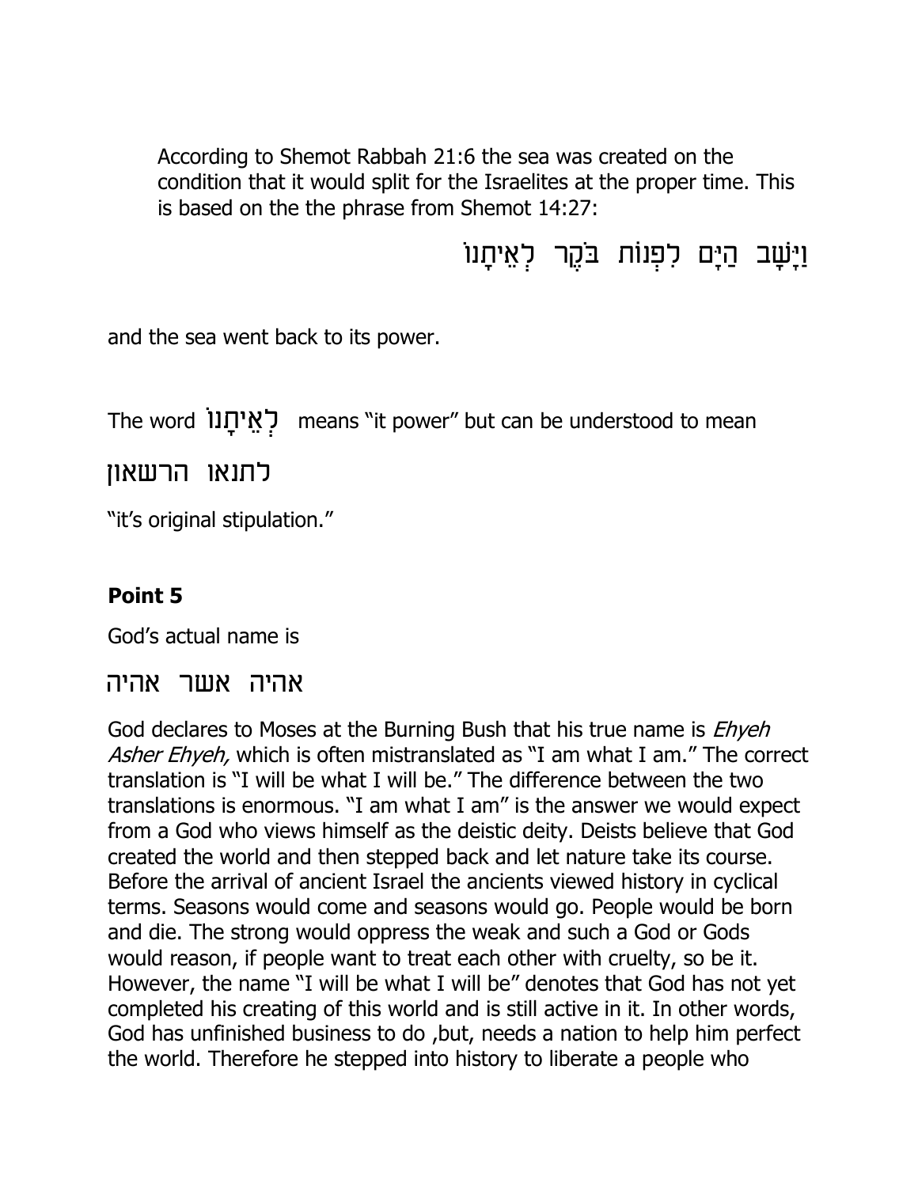According to Shemot Rabbah 21:6 the sea was created on the condition that it would split for the Israelites at the proper time. This is based on the the phrase from Shemot 14:27:

וַיָּשָׁב הַיָּם לִפְנוֹת בֹּקֶר לְאֵיתָנוֹ

and the sea went back to its power.

The word לְאֵיתָנוֹ means "it power" but can be understood to mean

לתנאו הרשאון

"it's original stipulation."

**Point 5**

God's actual name is

אהיה אשר אהיה

God declares to Moses at the Burning Bush that his true name is *Ehyeh Asher Ehyeh,* which is often mistranslated as "I am what I am." The correct translation is "I will be what I will be." The difference between the two translations is enormous. "I am what I am" is the answer we would expect from a God who views himself as the deistic deity. Deists believe that God created the world and then stepped back and let nature take its course. Before the arrival of ancient Israel the ancients viewed history in cyclical terms. Seasons would come and seasons would go. People would be born and die. The strong would oppress the weak and such a God or Gods would reason, if people want to treat each other with cruelty, so be it. However, the name "I will be what I will be" denotes that God has not yet completed his creating of this world and is still active in it. In other words, God has unfinished business to do ,but, needs a nation to help him perfect the world. Therefore he stepped into history to liberate a people who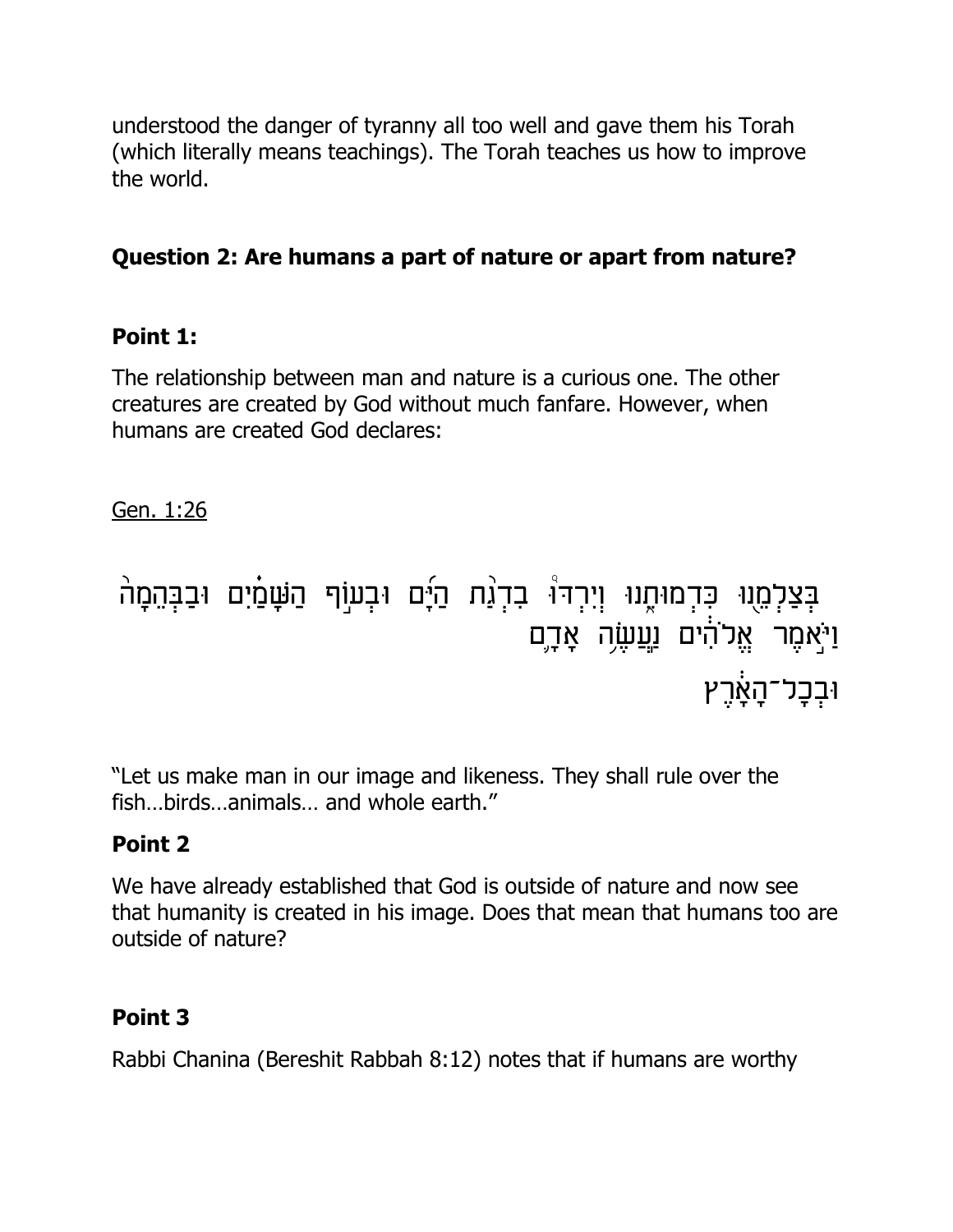understood the danger of tyranny all too well and gave them his Torah (which literally means teachings). The Torah teaches us how to improve the world.

**Question 2: Are humans a part of nature or apart from nature?**

**Point 1:**

The relationship between man and nature is a curious one. The other creatures are created by God without much fanfare. However, when humans are created God declares:

Gen. 1:26

בְּצַלְמֵ֖נוּ כִּדְמוּתֵ֑נוּ וְיִרְדּוּ֩ בִדְגַ֨ת הַיָּ֜ם וּבְע֣וֹף הַשָּׁמַ֗יִם וּבַבְּהֵמָה֙
וַיֹּ֣אמֶר אֱלֹהִ֔ים נַֽעֲשֶׂ֥ה אָדָ֛ם
וּבְכָל־הָאָ֔רֶץ

"Let us make man in our image and likeness. They shall rule over the fish…birds…animals… and whole earth."

**Point 2**

We have already established that God is outside of nature and now see that humanity is created in his image. Does that mean that humans too are outside of nature?

**Point 3**

Rabbi Chanina (Bereshit Rabbah 8:12) notes that if humans are worthy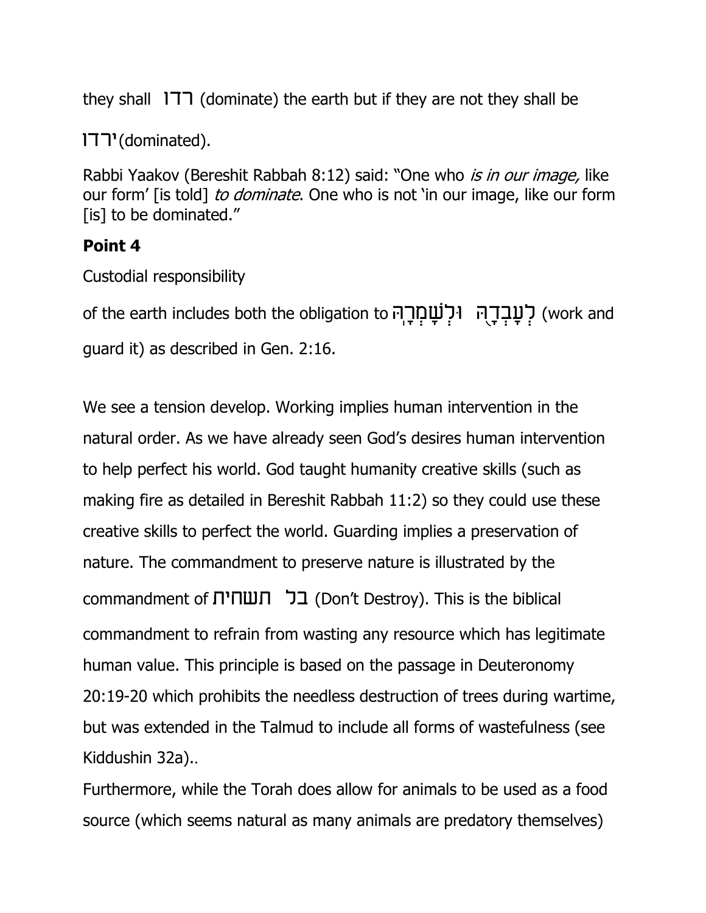they shall רדו (dominate) the earth but if they are not they shall be

ירדו (dominated).

Rabbi Yaakov (Bereshit Rabbah 8:12) said: "One who *is in our image,* like our form' [is told] *to dominate*. One who is not 'in our image, like our form [is] to be dominated."

**Point 4**

Custodial responsibility

of the earth includes both the obligation to לְעָבְדָ֖הּ וּלְשָׁמְרָֽהּ (work and guard it) as described in Gen. 2:16.

We see a tension develop. Working implies human intervention in the natural order. As we have already seen God's desires human intervention to help perfect his world. God taught humanity creative skills (such as making fire as detailed in Bereshit Rabbah 11:2) so they could use these creative skills to perfect the world. Guarding implies a preservation of nature. The commandment to preserve nature is illustrated by the commandment of בל תשחית (Don't Destroy). This is the biblical commandment to refrain from wasting any resource which has legitimate human value. This principle is based on the passage in Deuteronomy 20:19-20 which prohibits the needless destruction of trees during wartime, but was extended in the Talmud to include all forms of wastefulness (see Kiddushin 32a)..

Furthermore, while the Torah does allow for animals to be used as a food source (which seems natural as many animals are predatory themselves)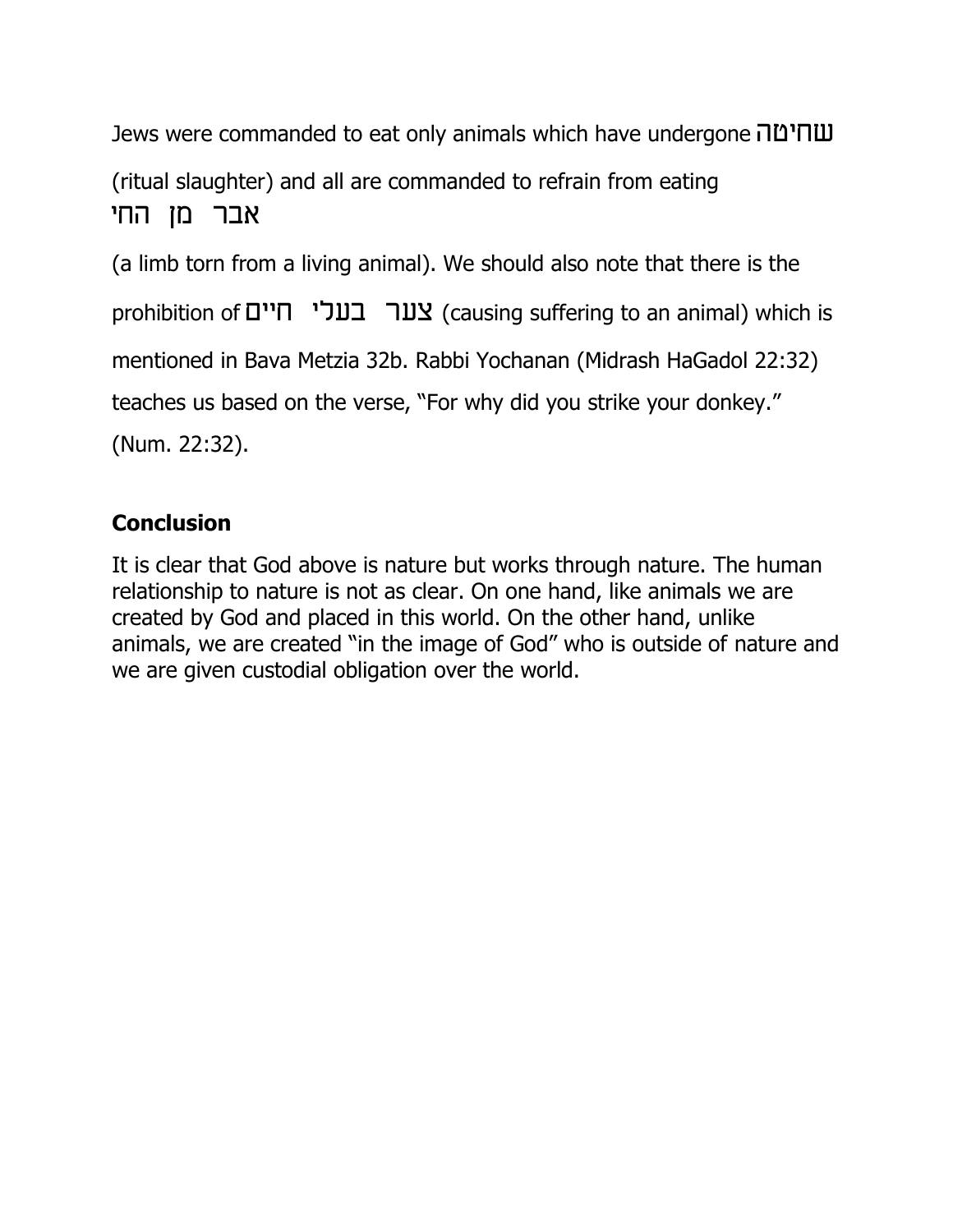Jews were commanded to eat only animals which have undergone שחיטה (ritual slaughter) and all are commanded to refrain from eating אבר מן החי (a limb torn from a living animal). We should also note that there is the prohibition of צער בעלי חיים (causing suffering to an animal) which is mentioned in Bava Metzia 32b. Rabbi Yochanan (Midrash HaGadol 22:32) teaches us based on the verse, "For why did you strike your donkey." (Num. 22:32).

## Conclusion

It is clear that God above is nature but works through nature. The human relationship to nature is not as clear. On one hand, like animals we are created by God and placed in this world. On the other hand, unlike animals, we are created "in the image of God" who is outside of nature and we are given custodial obligation over the world.